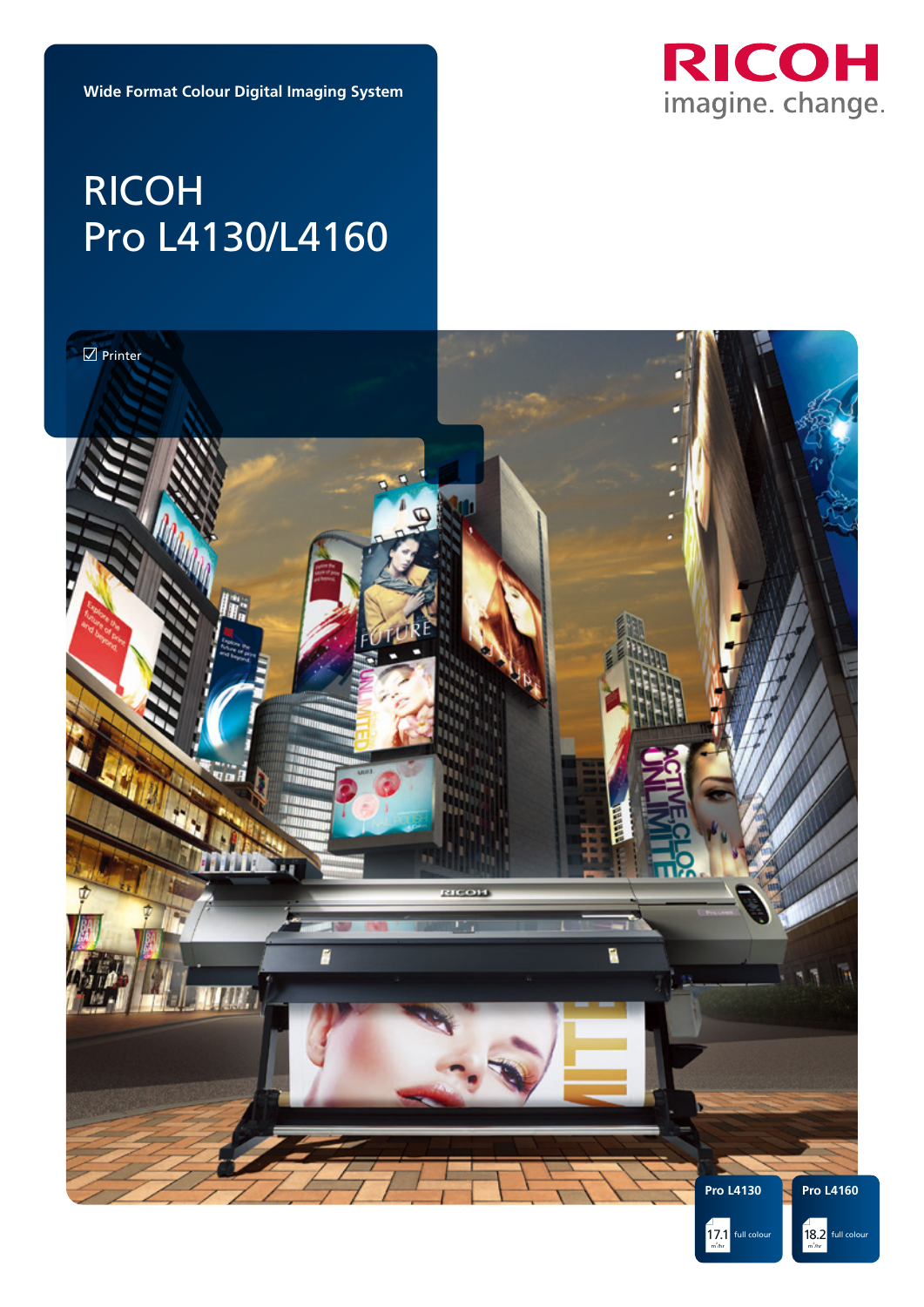Wide Format Colour Digital Imaging System

# RICOH Pro L4130/L4160

☑ Printer

RICOH imagine. change.

**Pro L4130**

17.1 m²/hr full colour

**Pro L4160**

18.2 m²/hr full colour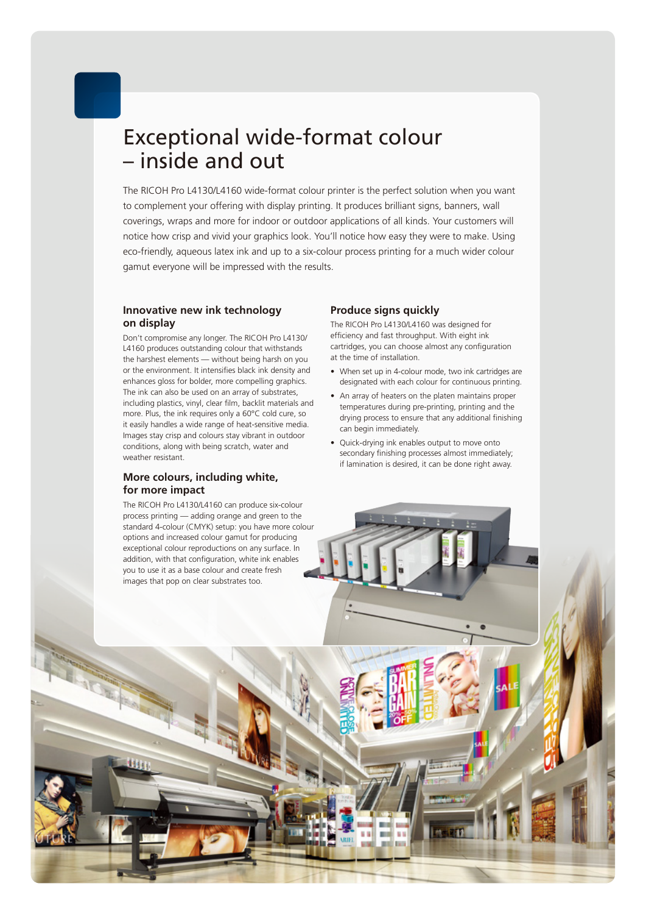# Exceptional wide-format colour – inside and out

The RICOH Pro L4130/L4160 wide-format colour printer is the perfect solution when you want to complement your offering with display printing. It produces brilliant signs, banners, wall coverings, wraps and more for indoor or outdoor applications of all kinds. Your customers will notice how crisp and vivid your graphics look. You'll notice how easy they were to make. Using eco-friendly, aqueous latex ink and up to a six-colour process printing for a much wider colour gamut everyone will be impressed with the results.

## Innovative new ink technology on display

Don't compromise any longer. The RICOH Pro L4130/L4160 produces outstanding colour that withstands the harshest elements — without being harsh on you or the environment. It intensifies black ink density and enhances gloss for bolder, more compelling graphics. The ink can also be used on an array of substrates, including plastics, vinyl, clear film, backlit materials and more. Plus, the ink requires only a 60°C cold cure, so it easily handles a wide range of heat-sensitive media. Images stay crisp and colours stay vibrant in outdoor conditions, along with being scratch, water and weather resistant.

## More colours, including white, for more impact

The RICOH Pro L4130/L4160 can produce six-colour process printing — adding orange and green to the standard 4-colour (CMYK) setup: you have more colour options and increased colour gamut for producing exceptional colour reproductions on any surface. In addition, with that configuration, white ink enables you to use it as a base colour and create fresh images that pop on clear substrates too.

## Produce signs quickly

The RICOH Pro L4130/L4160 was designed for efficiency and fast throughput. With eight ink cartridges, you can choose almost any configuration at the time of installation.

- When set up in 4-colour mode, two ink cartridges are designated with each colour for continuous printing.
- An array of heaters on the platen maintains proper temperatures during pre-printing, printing and the drying process to ensure that any additional finishing can begin immediately.
- Quick-drying ink enables output to move onto secondary finishing processes almost immediately; if lamination is desired, it can be done right away.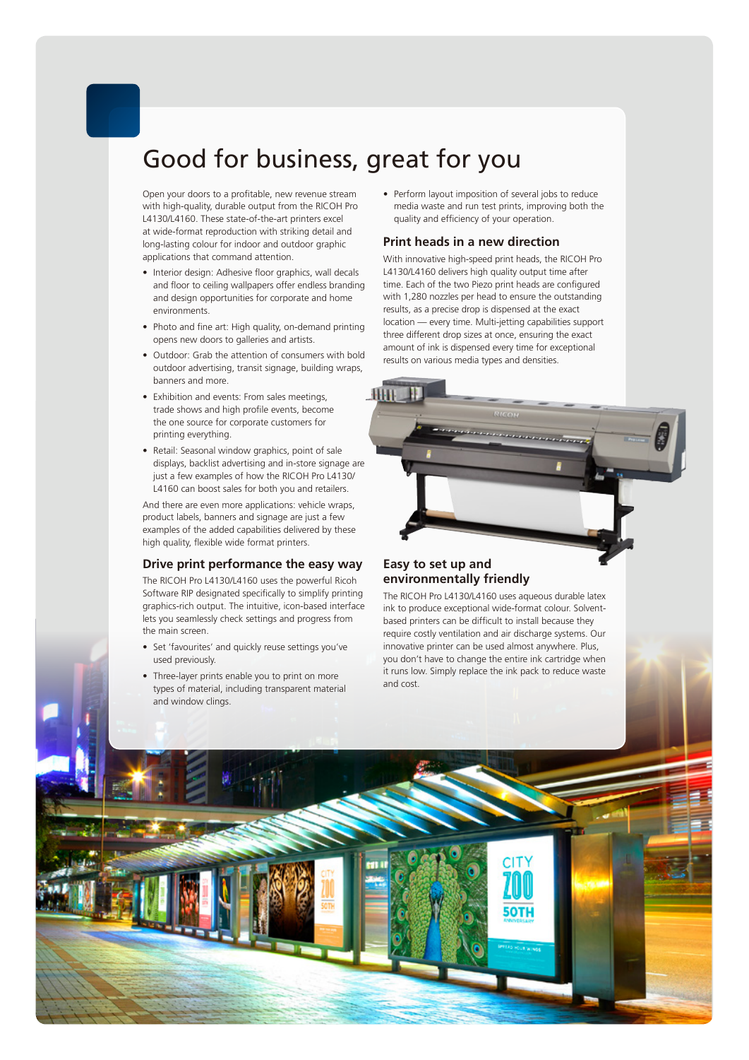# Good for business, great for you

Open your doors to a profitable, new revenue stream with high-quality, durable output from the RICOH Pro L4130/L4160. These state-of-the-art printers excel at wide-format reproduction with striking detail and long-lasting colour for indoor and outdoor graphic applications that command attention.

- Interior design: Adhesive floor graphics, wall decals and floor to ceiling wallpapers offer endless branding and design opportunities for corporate and home environments.
- Photo and fine art: High quality, on-demand printing opens new doors to galleries and artists.
- Outdoor: Grab the attention of consumers with bold outdoor advertising, transit signage, building wraps, banners and more.
- Exhibition and events: From sales meetings, trade shows and high profile events, become the one source for corporate customers for printing everything.
- Retail: Seasonal window graphics, point of sale displays, backlist advertising and in-store signage are just a few examples of how the RICOH Pro L4130/L4160 can boost sales for both you and retailers.

And there are even more applications: vehicle wraps, product labels, banners and signage are just a few examples of the added capabilities delivered by these high quality, flexible wide format printers.

## Drive print performance the easy way

The RICOH Pro L4130/L4160 uses the powerful Ricoh Software RIP designated specifically to simplify printing graphics-rich output. The intuitive, icon-based interface lets you seamlessly check settings and progress from the main screen.

- Set 'favourites' and quickly reuse settings you've used previously.
- Three-layer prints enable you to print on more types of material, including transparent material and window clings.
- Perform layout imposition of several jobs to reduce media waste and run test prints, improving both the quality and efficiency of your operation.

## Print heads in a new direction

With innovative high-speed print heads, the RICOH Pro L4130/L4160 delivers high quality output time after time. Each of the two Piezo print heads are configured with 1,280 nozzles per head to ensure the outstanding results, as a precise drop is dispensed at the exact location — every time. Multi-jetting capabilities support three different drop sizes at once, ensuring the exact amount of ink is dispensed every time for exceptional results on various media types and densities.

## Easy to set up and environmentally friendly

The RICOH Pro L4130/L4160 uses aqueous durable latex ink to produce exceptional wide-format colour. Solvent-based printers can be difficult to install because they require costly ventilation and air discharge systems. Our innovative printer can be used almost anywhere. Plus, you don't have to change the entire ink cartridge when it runs low. Simply replace the ink pack to reduce waste and cost.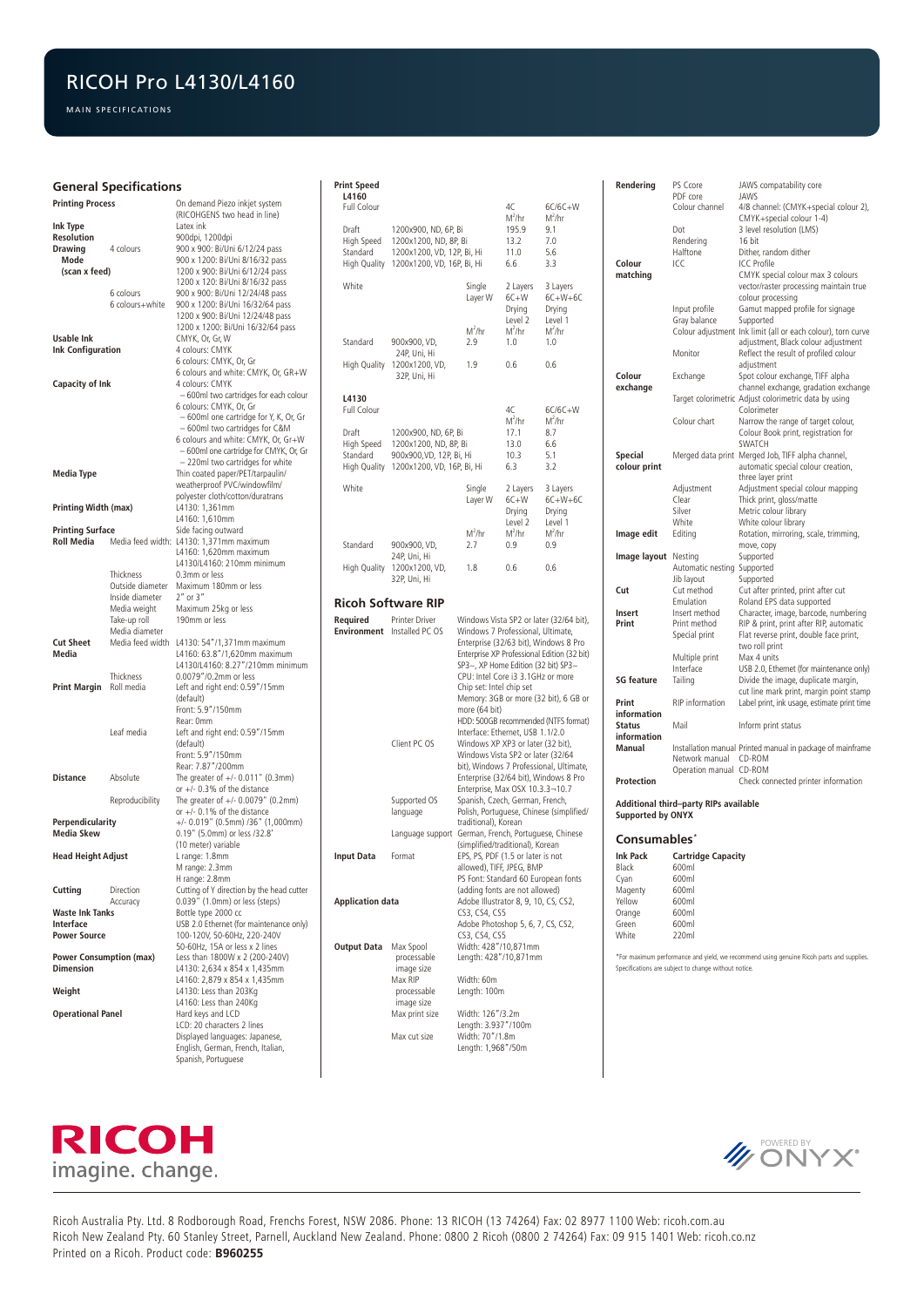# RICOH Pro L4130/L4160

MAIN SPECIFICATIONS

## General Specifications

| | | |
|---|---|---|
| **Printing Process** | | On demand Piezo inkjet system (RICOHGENS two head in line) |
| **Ink Type** | | Latex ink |
| **Resolution** | | 900dpi, 1200dpi |
| **Drawing Mode (scan x feed)** | 4 colours | 900 x 900: Bi/Uni 6/12/24 pass<br>900 x 1200: Bi/Uni 8/16/32 pass<br>1200 x 900: Bi/Uni 6/12/24 pass<br>1200 x 120: Bi/Uni 8/16/32 pass |
| | 6 colours | 900 x 900: Bi/Uni 12/24/48 pass |
| | 6 colours+white | 900 x 1200: Bi/Uni 16/32/64 pass<br>1200 x 900: Bi/Uni 12/24/48 pass<br>1200 x 1200: Bi/Uni 16/32/64 pass |
| **Usable Ink** | | CMYK, Or, Gr, W |
| **Ink Configuration** | | 4 colours: CMYK<br>6 colours: CMYK, Or, Gr<br>6 colours and white: CMYK, Or, GR+W |
| **Capacity of Ink** | | 4 colours: CMYK<br>– 600ml two cartridges for each colour<br>6 colours: CMYK, Or, Gr<br>– 600ml one cartridge for Y, K, Or, Gr<br>– 600ml two cartridges for C&M<br>6 colours and white: CMYK, Or, Gr+W<br>– 600ml one cartridge for CMYK, Or, Gr<br>– 220ml two cartridges for white |
| **Media Type** | | Thin coated paper/PET/tarpaulin/weatherproof PVC/windowfilm/polyester cloth/cotton/duratrans |
| **Printing Width (max)** | | L4130: 1,361mm<br>L4160: 1,610mm |
| **Printing Surface** | | Side facing outward |
| **Roll Media** | Media feed width: | L4130: 1,371mm maximum<br>L4160: 1,620mm maximum<br>L4130/L4160: 210mm minimum |
| | Thickness | 0.3mm or less |
| | Outside diameter | Maximum 180mm or less |
| | Inside diameter | 2" or 3" |
| | Media weight | Maximum 25kg or less |
| | Take-up roll Media diameter | 190mm or less |
| **Cut Sheet Media** | Media feed width | L4130: 54"/1,371mm maximum<br>L4160: 63.8"/1,620mm maximum<br>L4130/L4160: 8.27"/210mm minimum |
| | Thickness | 0.0079"/0.2mm or less |
| **Print Margin** | Roll media | Left and right end: 0.59"/15mm (default)<br>Front: 5.9"/150mm<br>Rear: 0mm |
| | Leaf media | Left and right end: 0.59"/15mm (default)<br>Front: 5.9"/150mm<br>Rear: 7.87"/200mm |
| **Distance** | Absolute | The greater of +/- 0.011" (0.3mm) or +/- 0.3% of the distance |
| | Reproducibility | The greater of +/- 0.0079" (0.2mm) or +/- 0.1% of the distance |
| **Perpendicularity** | | +/- 0.019" (0.5mm) /36" (1,000mm) |
| **Media Skew** | | 0.19" (5.0mm) or less /32.8' (10 meter) variable |
| **Head Height Adjust** | | L range: 1.8mm<br>M range: 2.3mm<br>H range: 2.8mm |
| **Cutting** | Direction | Cutting of Y direction by the head cutter |
| | Accuracy | 0.039" (1.0mm) or less (steps) |
| **Waste Ink Tanks** | | Bottle type 2000 cc |
| **Interface** | | USB 2.0 Ethernet (for maintenance only) |
| **Power Source** | | 100-120V, 50-60Hz, 220-240V 50-60Hz, 15A or less x 2 lines |
| **Power Consumption (max)** | | Less than 1800W x 2 (200-240V) |
| **Dimension** | | L4130: 2,634 x 854 x 1,435mm<br>L4160: 2,879 x 854 x 1,435mm |
| **Weight** | | L4130: Less than 203Kg<br>L4160: Less than 240Kg |
| **Operational Panel** | | Hard keys and LCD<br>LCD: 20 characters 2 lines<br>Displayed languages: Japanese, English, German, French, Italian, Spanish, Portuguese |

## Print Speed

**L4160**

| Full Colour | | | 4C $M^2$/hr | 6C/6C+W $M^2$/hr |
|---|---|---|---|---|
| Draft | 1200x900, ND, 6P, Bi | | 195.9 | 9.1 |
| High Speed | 1200x1200, ND, 8P, Bi | | 13.2 | 7.0 |
| Standard | 1200x1200, VD, 12P, Bi, Hi | | 11.0 | 5.6 |
| High Quality | 1200x1200, VD, 16P, Bi, Hi | | 6.6 | 3.3 |

| White | | Single Layer W $M^2$/hr | 2 Layers 6C+W Drying Level 2 $M^2$/hr | 3 Layers 6C+W+6C Drying Level 1 $M^2$/hr |
|---|---|---|---|---|
| Standard | 900x900, VD, 24P, Uni, Hi | 2.9 | 1.0 | 1.0 |
| High Quality | 1200x1200, VD, 32P, Uni, Hi | 1.9 | 0.6 | 0.6 |

**L4130**

| Full Colour | | | 4C $M^2$/hr | 6C/6C+W $M^2$/hr |
|---|---|---|---|---|
| Draft | 1200x900, ND, 6P, Bi | | 17.1 | 8.7 |
| High Speed | 1200x1200, ND, 8P, Bi | | 13.0 | 6.6 |
| Standard | 900x900,VD, 12P, Bi, Hi | | 10.3 | 5.1 |
| High Quality | 1200x1200, VD, 16P, Bi, Hi | | 6.3 | 3.2 |

| White | | Single Layer W $M^2$/hr | 2 Layers 6C+W Drying Level 2 $M^2$/hr | 3 Layers 6C+W+6C Drying Level 1 $M^2$/hr |
|---|---|---|---|---|
| Standard | 900x900, VD, 24P, Uni, Hi | 2.7 | 0.9 | 0.9 |
| High Quality | 1200x1200, VD, 32P, Uni, Hi | 1.8 | 0.6 | 0.6 |

## Ricoh Software RIP

| | | |
|---|---|---|
| **Required Environment** | Printer Driver Installed PC OS | Windows Vista SP2 or later (32/64 bit), Windows 7 Professional, Ultimate, Enterprise (32/63 bit), Windows 8 Pro Enterprise XP Professional Edition (32 bit) SP3~, XP Home Edition (32 bit) SP3~<br>CPU: Intel Core i3 3.1GHz or more<br>Chip set: Intel chip set<br>Memory: 3GB or more (32 bit), 6 GB or more (64 bit)<br>HDD: 500GB recommended (NTFS format)<br>Interface: Ethernet, USB 1.1/2.0 |
| | Client PC OS | Windows XP XP3 or later (32 bit), Windows Vista SP2 or later (32/64 bit), Windows 7 Professional, Ultimate, Enterprise (32/64 bit), Windows 8 Pro Enterprise, Max OSX 10.3.3~10.7 |
| | Supported OS language | Spanish, Czech, German, French, Polish, Portuguese, Chinese (simplified/traditional), Korean |
| | Language support | German, French, Portuguese, Chinese (simplified/traditional), Korean |
| **Input Data** | Format | EPS, PS, PDF (1.5 or later is not allowed), TIFF, JPEG, BMP<br>PS Font: Standard 60 European fonts (adding fonts are not allowed) |
| **Application data** | | Adobe Illustrator 8, 9, 10, CS, CS2, CS3, CS4, CS5<br>Adobe Photoshop 5, 6, 7, CS, CS2, CS3, CS4, CS5 |
| **Output Data** | Max Spool processable image size | Width: 428"/10,871mm<br>Length: 428"/10,871mm |
| | Max RIP processable image size | Width: 60m<br>Length: 100m |
| | Max print size | Width: 126"/3.2m<br>Length: 3.937"/100m |
| | Max cut size | Width: 70"/1.8m<br>Length: 1,968"/50m |

| | | |
|---|---|---|
| **Rendering** | PS Ccore | JAWS compatability core |
| | PDF core | JAWS |
| | Colour channel | 4/8 channel: (CMYK+special colour 2), CMYK+special colour 1-4) |
| | Dot | 3 level resolution (LMS) |
| | Rendering | 16 bit |
| | Halftone | Dither, random dither |
| **Colour matching** | ICC | ICC Profile<br>CMYK special colour max 3 colours vector/raster processing maintain true colour processing |
| | Input profile | Gamut mapped profile for signage |
| | Gray balance | Supported |
| | Colour adjustment | Ink limit (all or each colour), torn curve adjustment, Black colour adjustment |
| | Monitor | Reflect the result of profiled colour adjustment |
| **Colour exchange** | Exchange | Spot colour exchange, TIFF alpha channel exchange, gradation exchange |
| | Target colorimetric | Adjust colorimetric data by using Colorimeter |
| | Colour chart | Narrow the range of target colour, Colour Book print, registration for SWATCH |
| **Special colour print** | Merged data print | Merged Job, TIFF alpha channel, automatic special colour creation, three layer print |
| | Adjustment | Adjustment special colour mapping |
| | Clear | Thick print, gloss/matte |
| | Silver | Metric colour library |
| | White | White colour library |
| **Image edit** | Editing | Rotation, mirroring, scale, trimming, move, copy |
| **Image layout** | Nesting | Supported |
| | Automatic nesting | Supported |
| | Jib layout | Supported |
| **Cut** | Cut method | Cut after printed, print after cut |
| | Emulation | Roland EPS data supported |
| **Insert Print** | Insert method | Character, image, barcode, numbering |
| | Print method | RIP & print, print after RIP, automatic |
| | Special print | Flat reverse print, double face print, two roll print |
| | Multiple print | Max 4 units |
| | Interface | USB 2.0, Ethernet (for maintenance only) |
| **SG feature** | Tailing | Divide the image, duplicate margin, cut line mark print, margin point stamp |
| **Print information** | RIP information | Label print, ink usage, estimate print time |
| **Status information** | Mail | Inform print status |
| **Manual** | Installation manual | Printed manual in package of mainframe |
| | Network manual | CD-ROM |
| | Operation manual | CD-ROM |
| **Protection** | | Check connected printer information |

**Additional third–party RIPs available Supported by ONYX**

## Consumables*

| Ink Pack | Cartridge Capacity |
|---|---|
| Black | 600ml |
| Cyan | 600ml |
| Magenty | 600ml |
| Yellow | 600ml |
| Orange | 600ml |
| Green | 600ml |
| White | 220ml |

*For maximum performance and yield, we recommend using genuine Ricoh parts and supplies. Specifications are subject to change without notice.

RICOH
imagine. change.

POWERED BY ONYX

Ricoh Australia Pty. Ltd. 8 Rodborough Road, Frenchs Forest, NSW 2086. Phone: 13 RICOH (13 74264) Fax: 02 8977 1100 Web: ricoh.com.au
Ricoh New Zealand Pty. 60 Stanley Street, Parnell, Auckland New Zealand. Phone: 0800 2 Ricoh (0800 2 74264) Fax: 09 915 1401 Web: ricoh.co.nz
Printed on a Ricoh. Product code: **B960255**